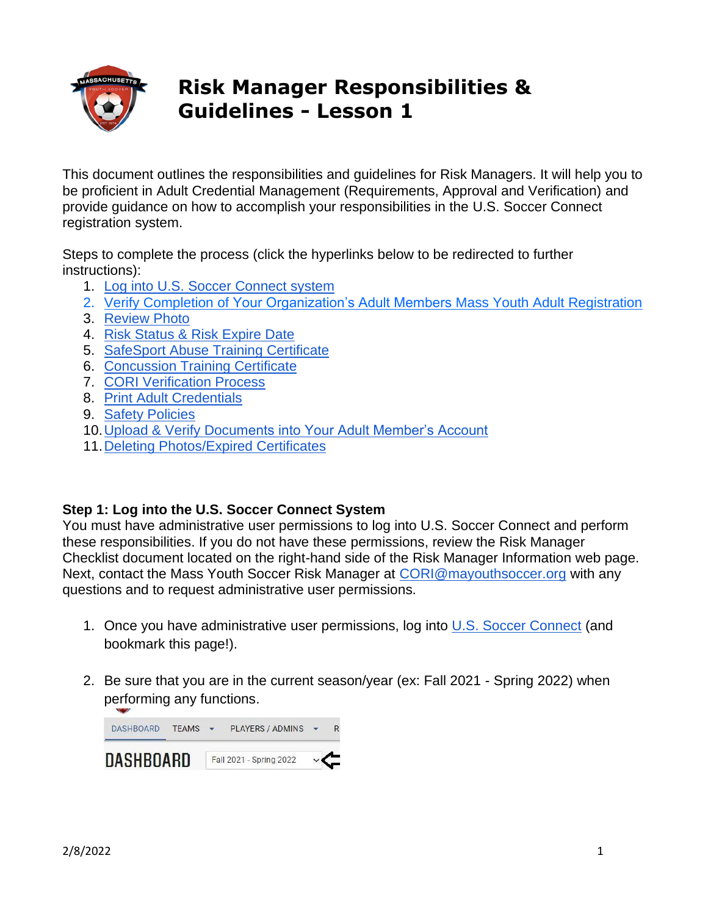# Risk Manager Responsibilities & Guidelines - Lesson 1

This document outlines the responsibilities and guidelines for Risk Managers. It will help you to be proficient in Adult Credential Management (Requirements, Approval and Verification) and provide guidance on how to accomplish your responsibilities in the U.S. Soccer Connect registration system.

Steps to complete the process (click the hyperlinks below to be redirected to further instructions):

1. Log into U.S. Soccer Connect system
2. Verify Completion of Your Organization's Adult Members Mass Youth Adult Registration
3. Review Photo
4. Risk Status & Risk Expire Date
5. SafeSport Abuse Training Certificate
6. Concussion Training Certificate
7. CORI Verification Process
8. Print Adult Credentials
9. Safety Policies
10. Upload & Verify Documents into Your Adult Member's Account
11. Deleting Photos/Expired Certificates

**Step 1: Log into the U.S. Soccer Connect System**

You must have administrative user permissions to log into U.S. Soccer Connect and perform these responsibilities. If you do not have these permissions, review the Risk Manager Checklist document located on the right-hand side of the Risk Manager Information web page. Next, contact the Mass Youth Soccer Risk Manager at CORI@mayouthsoccer.org with any questions and to request administrative user permissions.

1. Once you have administrative user permissions, log into U.S. Soccer Connect (and bookmark this page!).

2. Be sure that you are in the current season/year (ex: Fall 2021 - Spring 2022) when performing any functions.

DASHBOARD TEAMS PLAYERS / ADMINS

DASHBOARD Fall 2021 - Spring 2022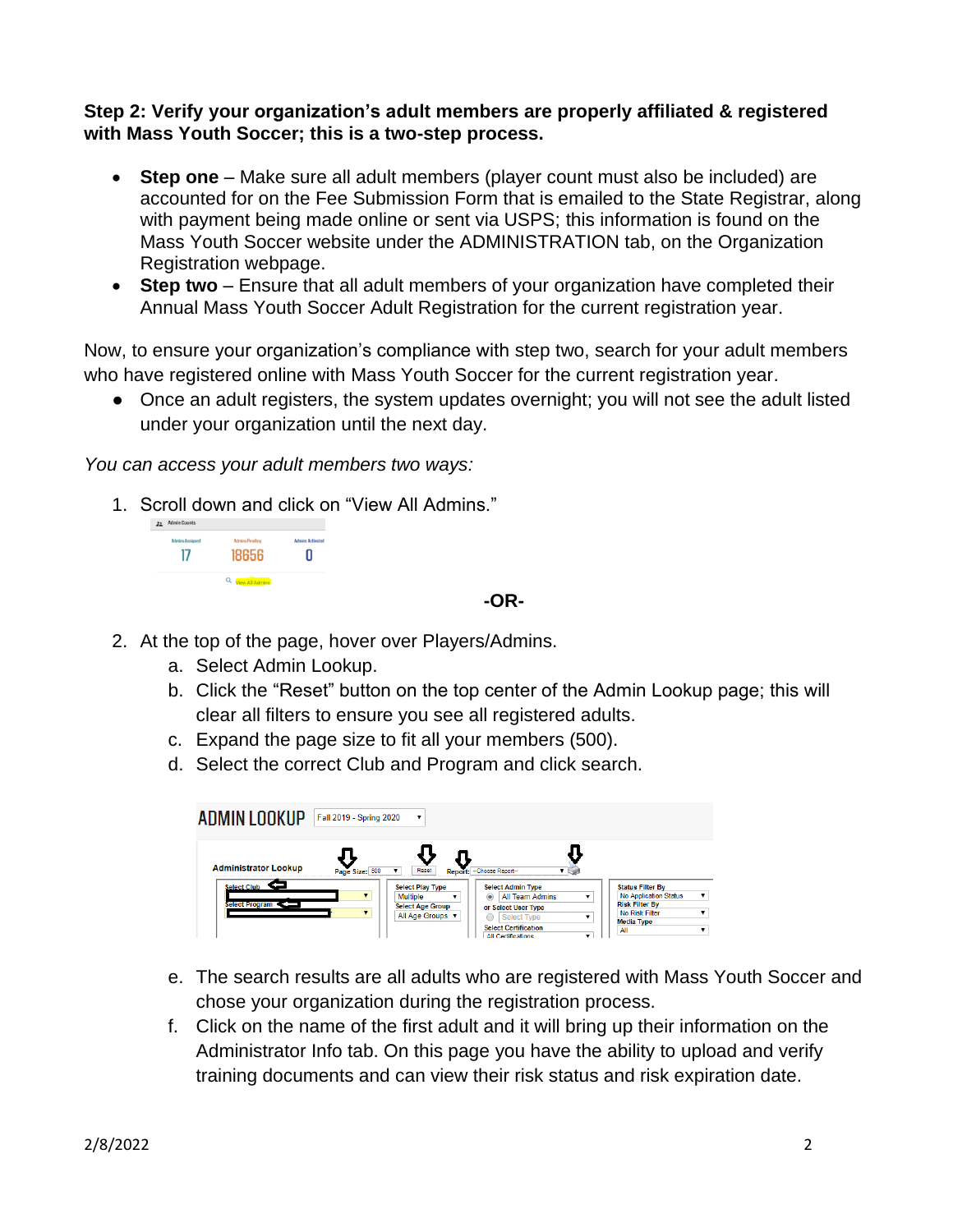**Step 2: Verify your organization's adult members are properly affiliated & registered with Mass Youth Soccer; this is a two-step process.**

- **Step one** – Make sure all adult members (player count must also be included) are accounted for on the Fee Submission Form that is emailed to the State Registrar, along with payment being made online or sent via USPS; this information is found on the Mass Youth Soccer website under the ADMINISTRATION tab, on the Organization Registration webpage.
- **Step two** – Ensure that all adult members of your organization have completed their Annual Mass Youth Soccer Adult Registration for the current registration year.

Now, to ensure your organization's compliance with step two, search for your adult members who have registered online with Mass Youth Soccer for the current registration year.

- Once an adult registers, the system updates overnight; you will not see the adult listed under your organization until the next day.

*You can access your adult members two ways:*

1. Scroll down and click on "View All Admins."

**-OR-**

2. At the top of the page, hover over Players/Admins.
   a. Select Admin Lookup.
   b. Click the "Reset" button on the top center of the Admin Lookup page; this will clear all filters to ensure you see all registered adults.
   c. Expand the page size to fit all your members (500).
   d. Select the correct Club and Program and click search.
   e. The search results are all adults who are registered with Mass Youth Soccer and chose your organization during the registration process.
   f. Click on the name of the first adult and it will bring up their information on the Administrator Info tab. On this page you have the ability to upload and verify training documents and can view their risk status and risk expiration date.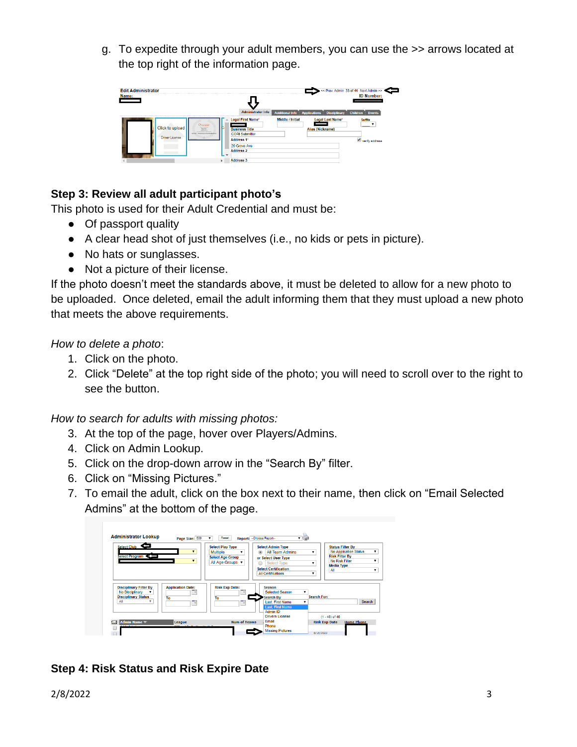g. To expedite through your adult members, you can use the >> arrows located at the top right of the information page.

### Step 3: Review all adult participant photo's

This photo is used for their Adult Credential and must be:

- Of passport quality
- A clear head shot of just themselves (i.e., no kids or pets in picture).
- No hats or sunglasses.
- Not a picture of their license.

If the photo doesn't meet the standards above, it must be deleted to allow for a new photo to be uploaded. Once deleted, email the adult informing them that they must upload a new photo that meets the above requirements.

*How to delete a photo*:

1. Click on the photo.
2. Click "Delete" at the top right side of the photo; you will need to scroll over to the right to see the button.

*How to search for adults with missing photos:*

3. At the top of the page, hover over Players/Admins.
4. Click on Admin Lookup.
5. Click on the drop-down arrow in the "Search By" filter.
6. Click on "Missing Pictures."
7. To email the adult, click on the box next to their name, then click on "Email Selected Admins" at the bottom of the page.

### Step 4: Risk Status and Risk Expire Date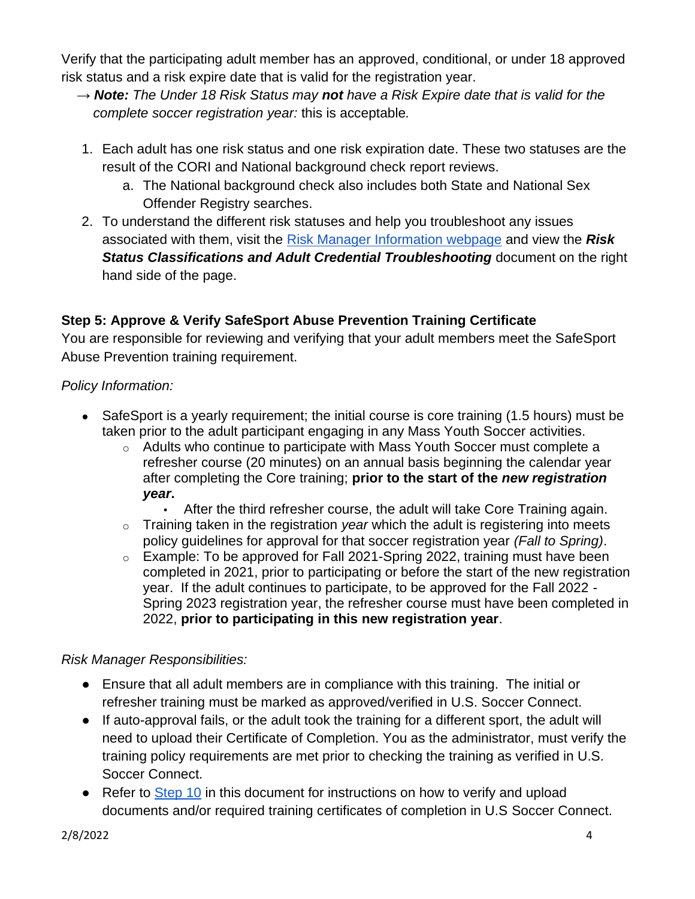Verify that the participating adult member has an approved, conditional, or under 18 approved risk status and a risk expire date that is valid for the registration year.

→ ***Note:*** *The Under 18 Risk Status may* ***not*** *have a Risk Expire date that is valid for the complete soccer registration year:* this is acceptable*.*

1. Each adult has one risk status and one risk expiration date. These two statuses are the result of the CORI and National background check report reviews.
    a. The National background check also includes both State and National Sex Offender Registry searches.
2. To understand the different risk statuses and help you troubleshoot any issues associated with them, visit the [Risk Manager Information webpage]() and view the ***Risk Status Classifications and Adult Credential Troubleshooting*** document on the right hand side of the page.

### Step 5: Approve & Verify SafeSport Abuse Prevention Training Certificate

You are responsible for reviewing and verifying that your adult members meet the SafeSport Abuse Prevention training requirement.

*Policy Information:*

- SafeSport is a yearly requirement; the initial course is core training (1.5 hours) must be taken prior to the adult participant engaging in any Mass Youth Soccer activities.
    - Adults who continue to participate with Mass Youth Soccer must complete a refresher course (20 minutes) on an annual basis beginning the calendar year after completing the Core training; **prior to the start of the *new registration year*.**
        - After the third refresher course, the adult will take Core Training again.
    - Training taken in the registration *year* which the adult is registering into meets policy guidelines for approval for that soccer registration year *(Fall to Spring)*.
    - Example: To be approved for Fall 2021-Spring 2022, training must have been completed in 2021, prior to participating or before the start of the new registration year. If the adult continues to participate, to be approved for the Fall 2022 - Spring 2023 registration year, the refresher course must have been completed in 2022, **prior to participating in this new registration year**.

*Risk Manager Responsibilities:*

- Ensure that all adult members are in compliance with this training. The initial or refresher training must be marked as approved/verified in U.S. Soccer Connect.
- If auto-approval fails, or the adult took the training for a different sport, the adult will need to upload their Certificate of Completion. You as the administrator, must verify the training policy requirements are met prior to checking the training as verified in U.S. Soccer Connect.
- Refer to [Step 10]() in this document for instructions on how to verify and upload documents and/or required training certificates of completion in U.S Soccer Connect.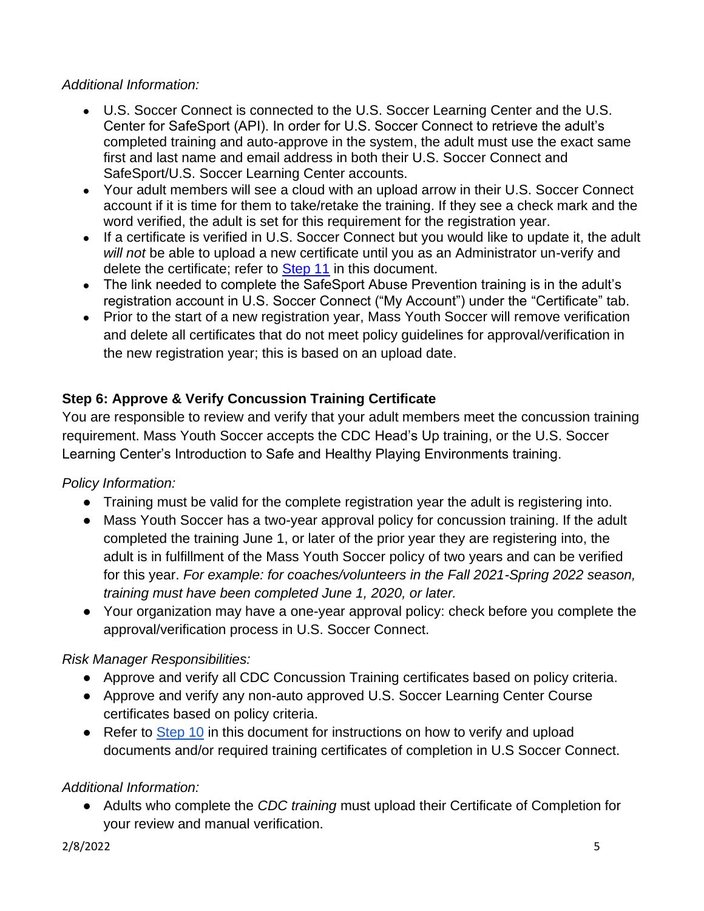*Additional Information:*

- U.S. Soccer Connect is connected to the U.S. Soccer Learning Center and the U.S. Center for SafeSport (API). In order for U.S. Soccer Connect to retrieve the adult's completed training and auto-approve in the system, the adult must use the exact same first and last name and email address in both their U.S. Soccer Connect and SafeSport/U.S. Soccer Learning Center accounts.
- Your adult members will see a cloud with an upload arrow in their U.S. Soccer Connect account if it is time for them to take/retake the training. If they see a check mark and the word verified, the adult is set for this requirement for the registration year.
- If a certificate is verified in U.S. Soccer Connect but you would like to update it, the adult *will not* be able to upload a new certificate until you as an Administrator un-verify and delete the certificate; refer to Step 11 in this document.
- The link needed to complete the SafeSport Abuse Prevention training is in the adult's registration account in U.S. Soccer Connect ("My Account") under the "Certificate" tab.
- Prior to the start of a new registration year, Mass Youth Soccer will remove verification and delete all certificates that do not meet policy guidelines for approval/verification in the new registration year; this is based on an upload date.

### Step 6: Approve & Verify Concussion Training Certificate

You are responsible to review and verify that your adult members meet the concussion training requirement. Mass Youth Soccer accepts the CDC Head's Up training, or the U.S. Soccer Learning Center's Introduction to Safe and Healthy Playing Environments training.

*Policy Information:*

- Training must be valid for the complete registration year the adult is registering into.
- Mass Youth Soccer has a two-year approval policy for concussion training. If the adult completed the training June 1, or later of the prior year they are registering into, the adult is in fulfillment of the Mass Youth Soccer policy of two years and can be verified for this year. *For example: for coaches/volunteers in the Fall 2021-Spring 2022 season, training must have been completed June 1, 2020, or later.*
- Your organization may have a one-year approval policy: check before you complete the approval/verification process in U.S. Soccer Connect.

*Risk Manager Responsibilities:*

- Approve and verify all CDC Concussion Training certificates based on policy criteria.
- Approve and verify any non-auto approved U.S. Soccer Learning Center Course certificates based on policy criteria.
- Refer to Step 10 in this document for instructions on how to verify and upload documents and/or required training certificates of completion in U.S Soccer Connect.

*Additional Information:*

- Adults who complete the *CDC training* must upload their Certificate of Completion for your review and manual verification.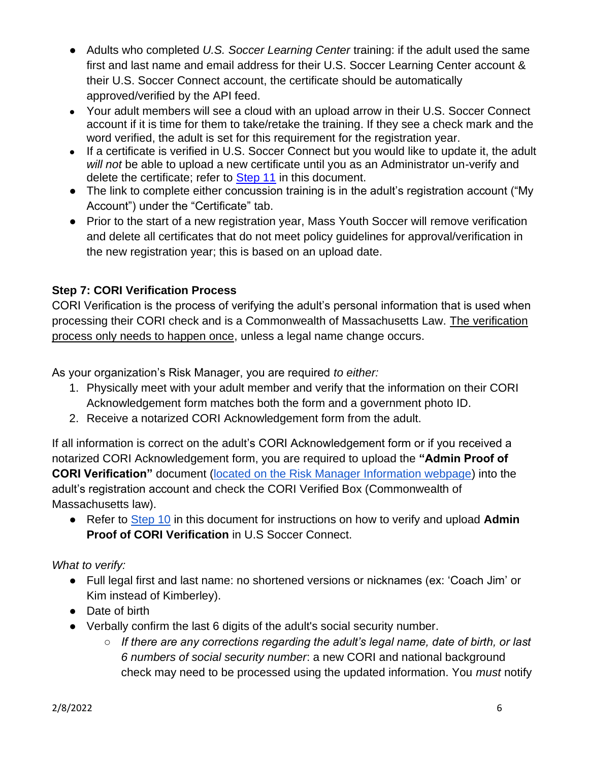- Adults who completed *U.S. Soccer Learning Center* training: if the adult used the same first and last name and email address for their U.S. Soccer Learning Center account & their U.S. Soccer Connect account, the certificate should be automatically approved/verified by the API feed.
- Your adult members will see a cloud with an upload arrow in their U.S. Soccer Connect account if it is time for them to take/retake the training. If they see a check mark and the word verified, the adult is set for this requirement for the registration year.
- If a certificate is verified in U.S. Soccer Connect but you would like to update it, the adult *will not* be able to upload a new certificate until you as an Administrator un-verify and delete the certificate; refer to [Step 11](#) in this document.
- The link to complete either concussion training is in the adult's registration account ("My Account") under the "Certificate" tab.
- Prior to the start of a new registration year, Mass Youth Soccer will remove verification and delete all certificates that do not meet policy guidelines for approval/verification in the new registration year; this is based on an upload date.

**Step 7: CORI Verification Process**

CORI Verification is the process of verifying the adult's personal information that is used when processing their CORI check and is a Commonwealth of Massachusetts Law. <u>The verification process only needs to happen once</u>, unless a legal name change occurs.

As your organization's Risk Manager, you are required *to either:*

1. Physically meet with your adult member and verify that the information on their CORI Acknowledgement form matches both the form and a government photo ID.
2. Receive a notarized CORI Acknowledgement form from the adult.

If all information is correct on the adult's CORI Acknowledgement form or if you received a notarized CORI Acknowledgement form, you are required to upload the **"Admin Proof of CORI Verification"** document ([located on the Risk Manager Information webpage](#)) into the adult's registration account and check the CORI Verified Box (Commonwealth of Massachusetts law).

- Refer to [Step 10](#) in this document for instructions on how to verify and upload **Admin Proof of CORI Verification** in U.S Soccer Connect.

*What to verify:*

- Full legal first and last name: no shortened versions or nicknames (ex: 'Coach Jim' or Kim instead of Kimberley).
- Date of birth
- Verbally confirm the last 6 digits of the adult's social security number.
  - *If there are any corrections regarding the adult's legal name, date of birth, or last 6 numbers of social security number*: a new CORI and national background check may need to be processed using the updated information. You *must* notify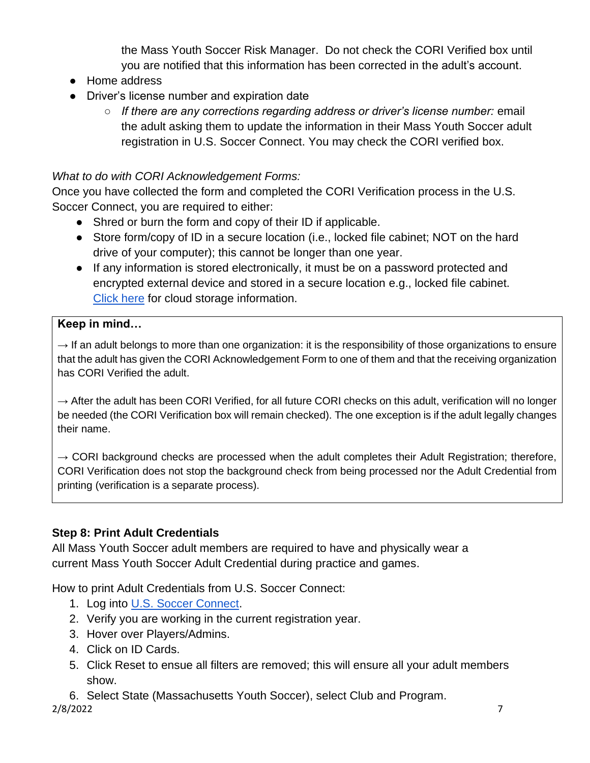the Mass Youth Soccer Risk Manager. Do not check the CORI Verified box until you are notified that this information has been corrected in the adult's account.

- Home address
- Driver's license number and expiration date
  - *If there are any corrections regarding address or driver's license number:* email the adult asking them to update the information in their Mass Youth Soccer adult registration in U.S. Soccer Connect. You may check the CORI verified box.

*What to do with CORI Acknowledgement Forms:*

Once you have collected the form and completed the CORI Verification process in the U.S. Soccer Connect, you are required to either:

- Shred or burn the form and copy of their ID if applicable.
- Store form/copy of ID in a secure location (i.e., locked file cabinet; NOT on the hard drive of your computer); this cannot be longer than one year.
- If any information is stored electronically, it must be on a password protected and encrypted external device and stored in a secure location e.g., locked file cabinet. [Click here](#) for cloud storage information.

**Keep in mind…**

→ If an adult belongs to more than one organization: it is the responsibility of those organizations to ensure that the adult has given the CORI Acknowledgement Form to one of them and that the receiving organization has CORI Verified the adult.

→ After the adult has been CORI Verified, for all future CORI checks on this adult, verification will no longer be needed (the CORI Verification box will remain checked). The one exception is if the adult legally changes their name.

→ CORI background checks are processed when the adult completes their Adult Registration; therefore, CORI Verification does not stop the background check from being processed nor the Adult Credential from printing (verification is a separate process).

### Step 8: Print Adult Credentials

All Mass Youth Soccer adult members are required to have and physically wear a current Mass Youth Soccer Adult Credential during practice and games.

How to print Adult Credentials from U.S. Soccer Connect:

1. Log into [U.S. Soccer Connect](#).
2. Verify you are working in the current registration year.
3. Hover over Players/Admins.
4. Click on ID Cards.
5. Click Reset to ensue all filters are removed; this will ensure all your adult members show.
6. Select State (Massachusetts Youth Soccer), select Club and Program.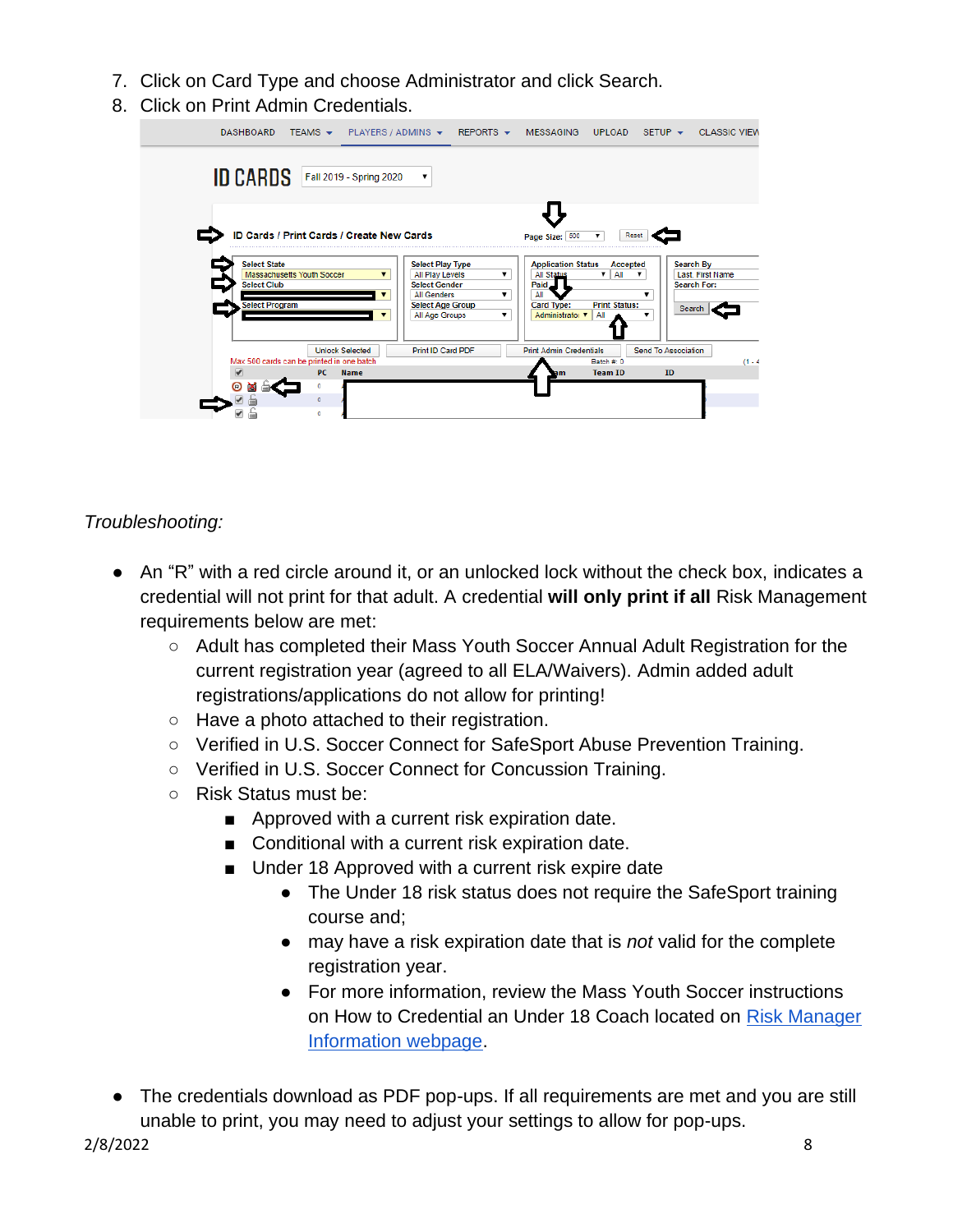7. Click on Card Type and choose Administrator and click Search.
8. Click on Print Admin Credentials.

*Troubleshooting:*

- An “R” with a red circle around it, or an unlocked lock without the check box, indicates a credential will not print for that adult. A credential **will only print if all** Risk Management requirements below are met:
  - Adult has completed their Mass Youth Soccer Annual Adult Registration for the current registration year (agreed to all ELA/Waivers). Admin added adult registrations/applications do not allow for printing!
  - Have a photo attached to their registration.
  - Verified in U.S. Soccer Connect for SafeSport Abuse Prevention Training.
  - Verified in U.S. Soccer Connect for Concussion Training.
  - Risk Status must be:
    - Approved with a current risk expiration date.
    - Conditional with a current risk expiration date.
    - Under 18 Approved with a current risk expire date
      - The Under 18 risk status does not require the SafeSport training course and;
      - may have a risk expiration date that is *not* valid for the complete registration year.
      - For more information, review the Mass Youth Soccer instructions on How to Credential an Under 18 Coach located on [Risk Manager Information webpage](#).

- The credentials download as PDF pop-ups. If all requirements are met and you are still unable to print, you may need to adjust your settings to allow for pop-ups.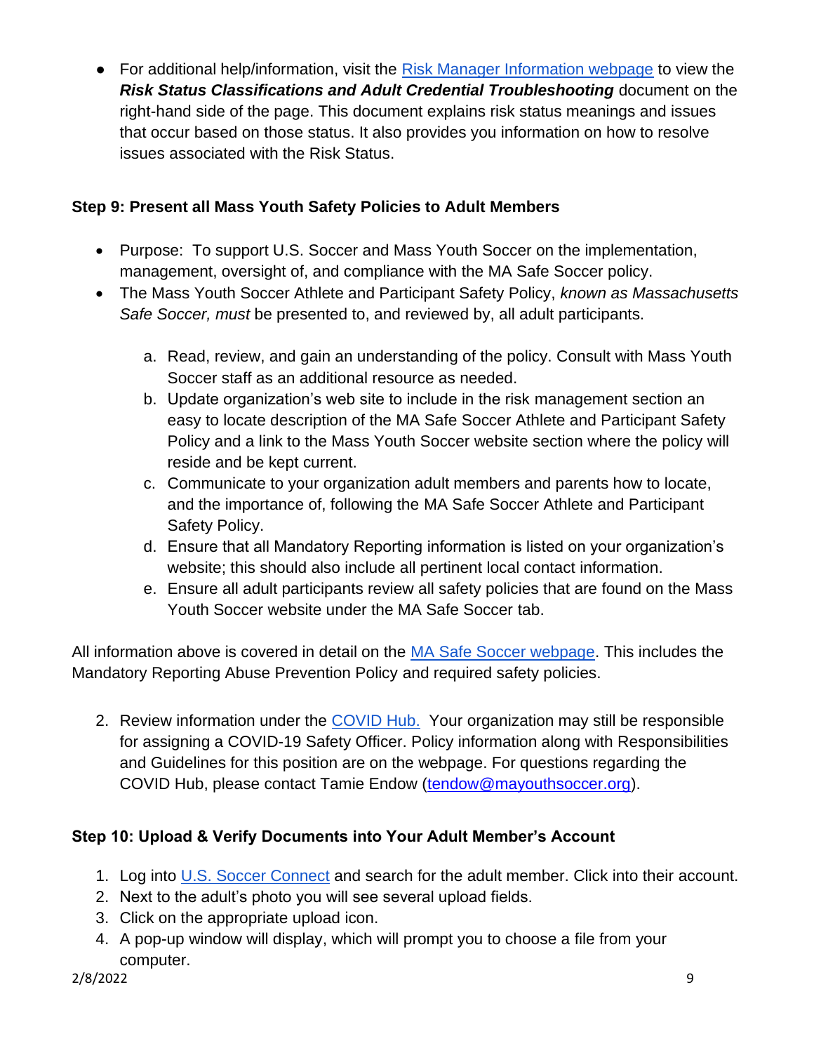- For additional help/information, visit the [Risk Manager Information webpage] to view the ***Risk Status Classifications and Adult Credential Troubleshooting*** document on the right-hand side of the page. This document explains risk status meanings and issues that occur based on those status. It also provides you information on how to resolve issues associated with the Risk Status.

**Step 9: Present all Mass Youth Safety Policies to Adult Members**

- Purpose: To support U.S. Soccer and Mass Youth Soccer on the implementation, management, oversight of, and compliance with the MA Safe Soccer policy.
- The Mass Youth Soccer Athlete and Participant Safety Policy, *known as Massachusetts Safe Soccer, must* be presented to, and reviewed by, all adult participants.

  a. Read, review, and gain an understanding of the policy. Consult with Mass Youth Soccer staff as an additional resource as needed.
  b. Update organization's web site to include in the risk management section an easy to locate description of the MA Safe Soccer Athlete and Participant Safety Policy and a link to the Mass Youth Soccer website section where the policy will reside and be kept current.
  c. Communicate to your organization adult members and parents how to locate, and the importance of, following the MA Safe Soccer Athlete and Participant Safety Policy.
  d. Ensure that all Mandatory Reporting information is listed on your organization's website; this should also include all pertinent local contact information.
  e. Ensure all adult participants review all safety policies that are found on the Mass Youth Soccer website under the MA Safe Soccer tab.

All information above is covered in detail on the [MA Safe Soccer webpage]. This includes the Mandatory Reporting Abuse Prevention Policy and required safety policies.

2. Review information under the [COVID Hub.] Your organization may still be responsible for assigning a COVID-19 Safety Officer. Policy information along with Responsibilities and Guidelines for this position are on the webpage. For questions regarding the COVID Hub, please contact Tamie Endow (tendow@mayouthsoccer.org).

**Step 10: Upload & Verify Documents into Your Adult Member's Account**

1. Log into [U.S. Soccer Connect] and search for the adult member. Click into their account.
2. Next to the adult's photo you will see several upload fields.
3. Click on the appropriate upload icon.
4. A pop-up window will display, which will prompt you to choose a file from your computer.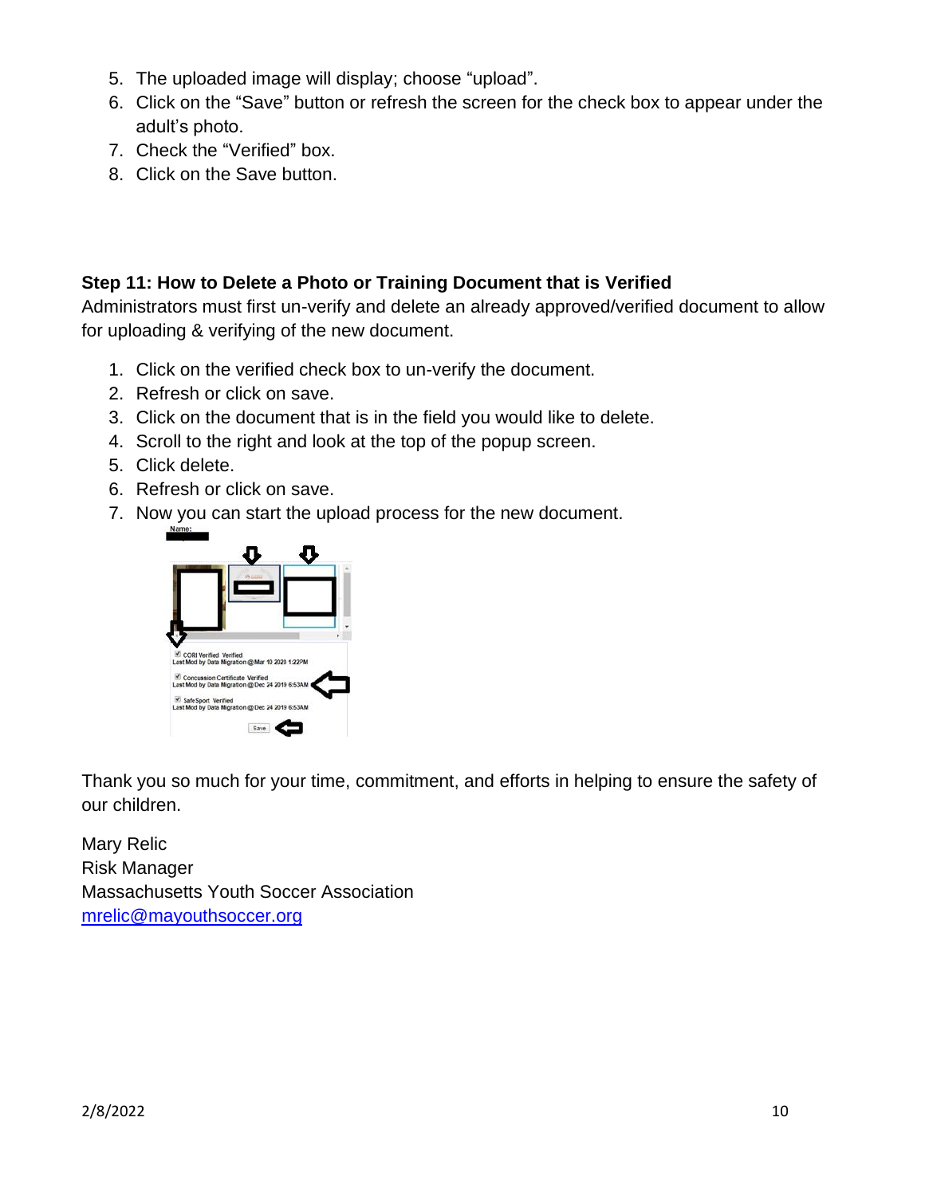5. The uploaded image will display; choose “upload”.
6. Click on the “Save” button or refresh the screen for the check box to appear under the adult’s photo.
7. Check the “Verified” box.
8. Click on the Save button.

**Step 11: How to Delete a Photo or Training Document that is Verified**

Administrators must first un-verify and delete an already approved/verified document to allow for uploading & verifying of the new document.

1. Click on the verified check box to un-verify the document.
2. Refresh or click on save.
3. Click on the document that is in the field you would like to delete.
4. Scroll to the right and look at the top of the popup screen.
5. Click delete.
6. Refresh or click on save.
7. Now you can start the upload process for the new document.

Thank you so much for your time, commitment, and efforts in helping to ensure the safety of our children.

Mary Relic
Risk Manager
Massachusetts Youth Soccer Association
mrelic@mayouthsoccer.org